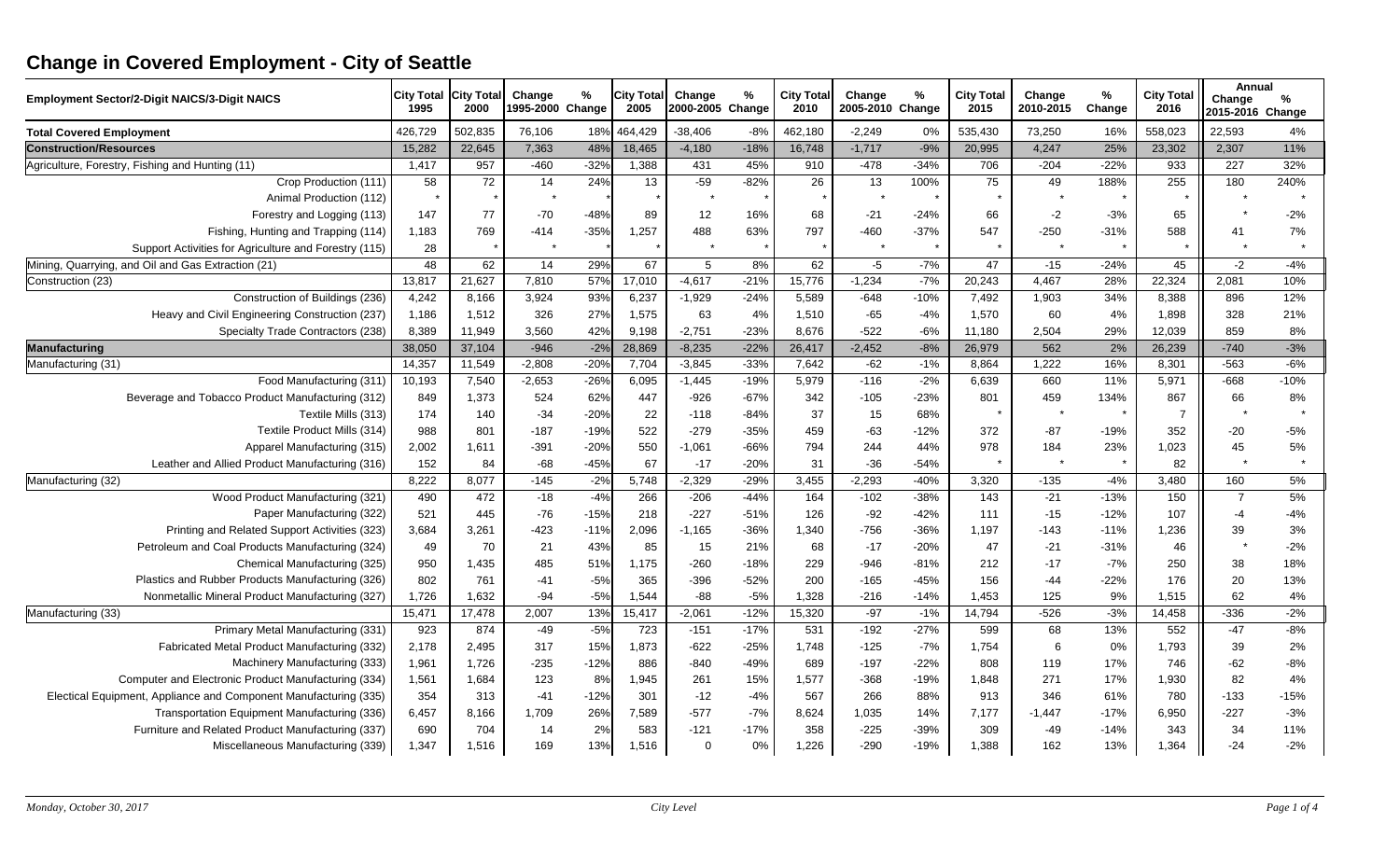# Change in Covered Employment - City of Seattle

| Employment Sector/2-Digit NAICS/3-Digit NAICS | City Total 1995 | City Total 2000 | Change 1995-2000 | % Change | City Total 2005 | Change 2000-2005 | % Change | City Total 2010 | Change 2005-2010 | % Change | City Total 2015 | Change 2010-2015 | % Change | City Total 2016 | Annual Change 2015-2016 | % Change |
|---|---|---|---|---|---|---|---|---|---|---|---|---|---|---|---|---|
| **Total Covered Employment** | 426,729 | 502,835 | 76,106 | 18% | 464,429 | -38,406 | -8% | 462,180 | -2,249 | 0% | 535,430 | 73,250 | 16% | 558,023 | 22,593 | 4% |
| **Construction/Resources** | 15,282 | 22,645 | 7,363 | 48% | 18,465 | -4,180 | -18% | 16,748 | -1,717 | -9% | 20,995 | 4,247 | 25% | 23,302 | 2,307 | 11% |
| Agriculture, Forestry, Fishing and Hunting (11) | 1,417 | 957 | -460 | -32% | 1,388 | 431 | 45% | 910 | -478 | -34% | 706 | -204 | -22% | 933 | 227 | 32% |
| Crop Production (111) | 58 | 72 | 14 | 24% | 13 | -59 | -82% | 26 | 13 | 100% | 75 | 49 | 188% | 255 | 180 | 240% |
| Animal Production (112) | * | * | * | * | * | * | * | * | * | * | * | * | * | * | * | * |
| Forestry and Logging (113) | 147 | 77 | -70 | -48% | 89 | 12 | 16% | 68 | -21 | -24% | 66 | -2 | -3% | 65 | * | -2% |
| Fishing, Hunting and Trapping (114) | 1,183 | 769 | -414 | -35% | 1,257 | 488 | 63% | 797 | -460 | -37% | 547 | -250 | -31% | 588 | 41 | 7% |
| Support Activities for Agriculture and Forestry (115) | 28 | * | * | * | * | * | * | * | * | * | * | * | * | * | * | * |
| Mining, Quarrying, and Oil and Gas Extraction (21) | 48 | 62 | 14 | 29% | 67 | 5 | 8% | 62 | -5 | -7% | 47 | -15 | -24% | 45 | -2 | -4% |
| Construction (23) | 13,817 | 21,627 | 7,810 | 57% | 17,010 | -4,617 | -21% | 15,776 | -1,234 | -7% | 20,243 | 4,467 | 28% | 22,324 | 2,081 | 10% |
| Construction of Buildings (236) | 4,242 | 8,166 | 3,924 | 93% | 6,237 | -1,929 | -24% | 5,589 | -648 | -10% | 7,492 | 1,903 | 34% | 8,388 | 896 | 12% |
| Heavy and Civil Engineering Construction (237) | 1,186 | 1,512 | 326 | 27% | 1,575 | 63 | 4% | 1,510 | -65 | -4% | 1,570 | 60 | 4% | 1,898 | 328 | 21% |
| Specialty Trade Contractors (238) | 8,389 | 11,949 | 3,560 | 42% | 9,198 | -2,751 | -23% | 8,676 | -522 | -6% | 11,180 | 2,504 | 29% | 12,039 | 859 | 8% |
| **Manufacturing** | 38,050 | 37,104 | -946 | -2% | 28,869 | -8,235 | -22% | 26,417 | -2,452 | -8% | 26,979 | 562 | 2% | 26,239 | -740 | -3% |
| Manufacturing (31) | 14,357 | 11,549 | -2,808 | -20% | 7,704 | -3,845 | -33% | 7,642 | -62 | -1% | 8,864 | 1,222 | 16% | 8,301 | -563 | -6% |
| Food Manufacturing (311) | 10,193 | 7,540 | -2,653 | -26% | 6,095 | -1,445 | -19% | 5,979 | -116 | -2% | 6,639 | 660 | 11% | 5,971 | -668 | -10% |
| Beverage and Tobacco Product Manufacturing (312) | 849 | 1,373 | 524 | 62% | 447 | -926 | -67% | 342 | -105 | -23% | 801 | 459 | 134% | 867 | 66 | 8% |
| Textile Mills (313) | 174 | 140 | -34 | -20% | 22 | -118 | -84% | 37 | 15 | 68% | * | * | * | 7 | * | * |
| Textile Product Mills (314) | 988 | 801 | -187 | -19% | 522 | -279 | -35% | 459 | -63 | -12% | 372 | -87 | -19% | 352 | -20 | -5% |
| Apparel Manufacturing (315) | 2,002 | 1,611 | -391 | -20% | 550 | -1,061 | -66% | 794 | 244 | 44% | 978 | 184 | 23% | 1,023 | 45 | 5% |
| Leather and Allied Product Manufacturing (316) | 152 | 84 | -68 | -45% | 67 | -17 | -20% | 31 | -36 | -54% | * | * | * | 82 | * | * |
| Manufacturing (32) | 8,222 | 8,077 | -145 | -2% | 5,748 | -2,329 | -29% | 3,455 | -2,293 | -40% | 3,320 | -135 | -4% | 3,480 | 160 | 5% |
| Wood Product Manufacturing (321) | 490 | 472 | -18 | -4% | 266 | -206 | -44% | 164 | -102 | -38% | 143 | -21 | -13% | 150 | 7 | 5% |
| Paper Manufacturing (322) | 521 | 445 | -76 | -15% | 218 | -227 | -51% | 126 | -92 | -42% | 111 | -15 | -12% | 107 | -4 | -4% |
| Printing and Related Support Activities (323) | 3,684 | 3,261 | -423 | -11% | 2,096 | -1,165 | -36% | 1,340 | -756 | -36% | 1,197 | -143 | -11% | 1,236 | 39 | 3% |
| Petroleum and Coal Products Manufacturing (324) | 49 | 70 | 21 | 43% | 85 | 15 | 21% | 68 | -17 | -20% | 47 | -21 | -31% | 46 | * | -2% |
| Chemical Manufacturing (325) | 950 | 1,435 | 485 | 51% | 1,175 | -260 | -18% | 229 | -946 | -81% | 212 | -17 | -7% | 250 | 38 | 18% |
| Plastics and Rubber Products Manufacturing (326) | 802 | 761 | -41 | -5% | 365 | -396 | -52% | 200 | -165 | -45% | 156 | -44 | -22% | 176 | 20 | 13% |
| Nonmetallic Mineral Product Manufacturing (327) | 1,726 | 1,632 | -94 | -5% | 1,544 | -88 | -5% | 1,328 | -216 | -14% | 1,453 | 125 | 9% | 1,515 | 62 | 4% |
| Manufacturing (33) | 15,471 | 17,478 | 2,007 | 13% | 15,417 | -2,061 | -12% | 15,320 | -97 | -1% | 14,794 | -526 | -3% | 14,458 | -336 | -2% |
| Primary Metal Manufacturing (331) | 923 | 874 | -49 | -5% | 723 | -151 | -17% | 531 | -192 | -27% | 599 | 68 | 13% | 552 | -47 | -8% |
| Fabricated Metal Product Manufacturing (332) | 2,178 | 2,495 | 317 | 15% | 1,873 | -622 | -25% | 1,748 | -125 | -7% | 1,754 | 6 | 0% | 1,793 | 39 | 2% |
| Machinery Manufacturing (333) | 1,961 | 1,726 | -235 | -12% | 886 | -840 | -49% | 689 | -197 | -22% | 808 | 119 | 17% | 746 | -62 | -8% |
| Computer and Electronic Product Manufacturing (334) | 1,561 | 1,684 | 123 | 8% | 1,945 | 261 | 15% | 1,577 | -368 | -19% | 1,848 | 271 | 17% | 1,930 | 82 | 4% |
| Electical Equipment, Appliance and Component Manufacturing (335) | 354 | 313 | -41 | -12% | 301 | -12 | -4% | 567 | 266 | 88% | 913 | 346 | 61% | 780 | -133 | -15% |
| Transportation Equipment Manufacturing (336) | 6,457 | 8,166 | 1,709 | 26% | 7,589 | -577 | -7% | 8,624 | 1,035 | 14% | 7,177 | -1,447 | -17% | 6,950 | -227 | -3% |
| Furniture and Related Product Manufacturing (337) | 690 | 704 | 14 | 2% | 583 | -121 | -17% | 358 | -225 | -39% | 309 | -49 | -14% | 343 | 34 | 11% |
| Miscellaneous Manufacturing (339) | 1,347 | 1,516 | 169 | 13% | 1,516 | 0 | 0% | 1,226 | -290 | -19% | 1,388 | 162 | 13% | 1,364 | -24 | -2% |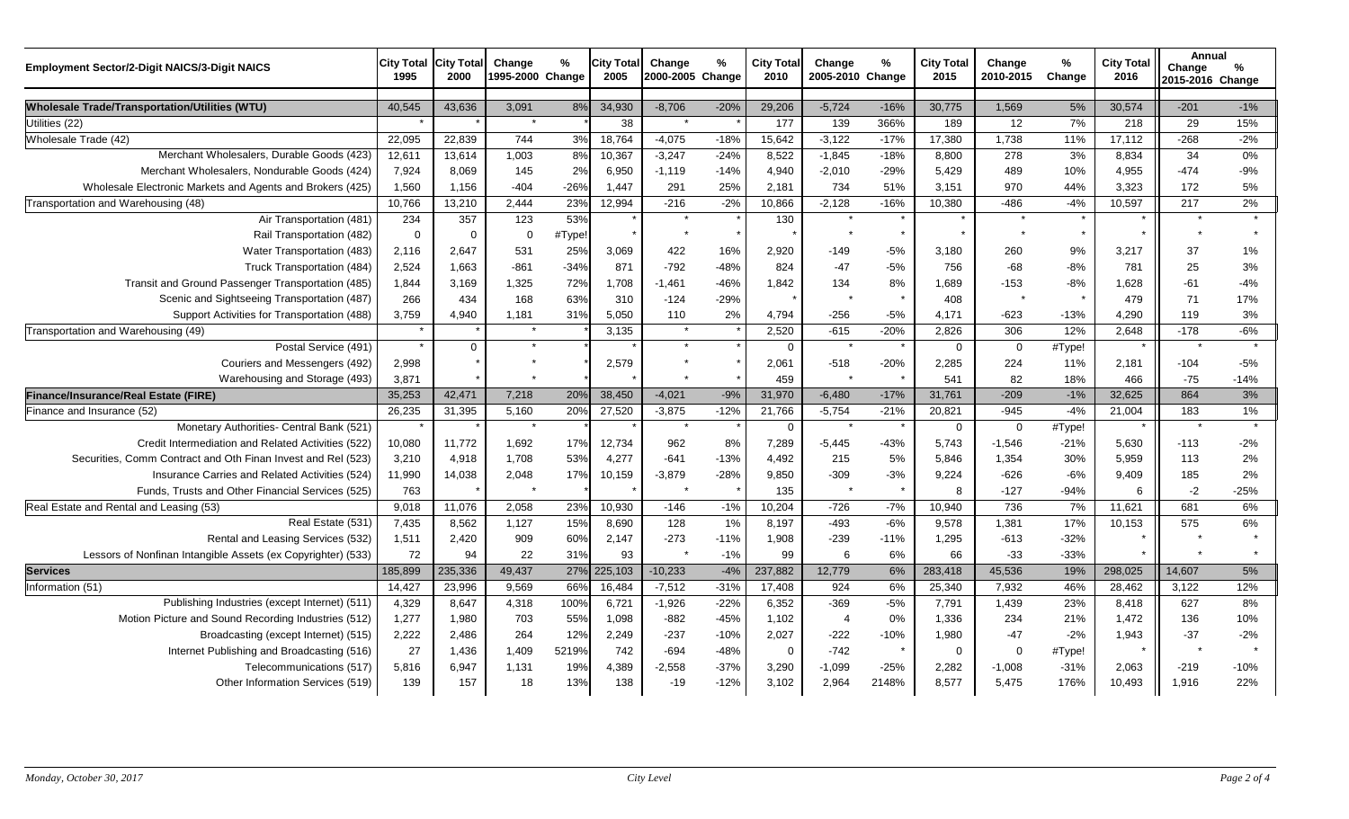| Employment Sector/2-Digit NAICS/3-Digit NAICS | City Total 1995 | City Total 2000 | Change 1995-2000 | % Change | City Total 2005 | Change 2000-2005 | % Change | City Total 2010 | Change 2005-2010 | % Change | City Total 2015 | Change 2010-2015 | % Change | City Total 2016 | Annual Change 2015-2016 | Annual % Change |
|---|---|---|---|---|---|---|---|---|---|---|---|---|---|---|---|---|
| **Wholesale Trade/Transportation/Utilities (WTU)** | 40,545 | 43,636 | 3,091 | 8% | 34,930 | -8,706 | -20% | 29,206 | -5,724 | -16% | 30,775 | 1,569 | 5% | 30,574 | -201 | -1% |
| Utilities (22) | * | * | * | * | 38 | * | * | 177 | 139 | 366% | 189 | 12 | 7% | 218 | 29 | 15% |
| Wholesale Trade (42) | 22,095 | 22,839 | 744 | 3% | 18,764 | -4,075 | -18% | 15,642 | -3,122 | -17% | 17,380 | 1,738 | 11% | 17,112 | -268 | -2% |
| Merchant Wholesalers, Durable Goods (423) | 12,611 | 13,614 | 1,003 | 8% | 10,367 | -3,247 | -24% | 8,522 | -1,845 | -18% | 8,800 | 278 | 3% | 8,834 | 34 | 0% |
| Merchant Wholesalers, Nondurable Goods (424) | 7,924 | 8,069 | 145 | 2% | 6,950 | -1,119 | -14% | 4,940 | -2,010 | -29% | 5,429 | 489 | 10% | 4,955 | -474 | -9% |
| Wholesale Electronic Markets and Agents and Brokers (425) | 1,560 | 1,156 | -404 | -26% | 1,447 | 291 | 25% | 2,181 | 734 | 51% | 3,151 | 970 | 44% | 3,323 | 172 | 5% |
| Transportation and Warehousing (48) | 10,766 | 13,210 | 2,444 | 23% | 12,994 | -216 | -2% | 10,866 | -2,128 | -16% | 10,380 | -486 | -4% | 10,597 | 217 | 2% |
| Air Transportation (481) | 234 | 357 | 123 | 53% | * | * | * | 130 | * | * | * | * | * | * | * | * |
| Rail Transportation (482) | 0 | 0 | 0 | #Type! | * | * | * | * | * | * | * | * | * | * | * | * |
| Water Transportation (483) | 2,116 | 2,647 | 531 | 25% | 3,069 | 422 | 16% | 2,920 | -149 | -5% | 3,180 | 260 | 9% | 3,217 | 37 | 1% |
| Truck Transportation (484) | 2,524 | 1,663 | -861 | -34% | 871 | -792 | -48% | 824 | -47 | -5% | 756 | -68 | -8% | 781 | 25 | 3% |
| Transit and Ground Passenger Transportation (485) | 1,844 | 3,169 | 1,325 | 72% | 1,708 | -1,461 | -46% | 1,842 | 134 | 8% | 1,689 | -153 | -8% | 1,628 | -61 | -4% |
| Scenic and Sightseeing Transportation (487) | 266 | 434 | 168 | 63% | 310 | -124 | -29% | * | * | * | 408 | * | * | 479 | 71 | 17% |
| Support Activities for Transportation (488) | 3,759 | 4,940 | 1,181 | 31% | 5,050 | 110 | 2% | 4,794 | -256 | -5% | 4,171 | -623 | -13% | 4,290 | 119 | 3% |
| Transportation and Warehousing (49) | * | * | * | * | 3,135 | * | * | 2,520 | -615 | -20% | 2,826 | 306 | 12% | 2,648 | -178 | -6% |
| Postal Service (491) | * | 0 | * | * | * | * | * | 0 | * | * | 0 | 0 | #Type! | * | * | * |
| Couriers and Messengers (492) | 2,998 | * | * | * | 2,579 | * | * | 2,061 | -518 | -20% | 2,285 | 224 | 11% | 2,181 | -104 | -5% |
| Warehousing and Storage (493) | 3,871 | * | * | * | * | * | * | 459 | * | * | 541 | 82 | 18% | 466 | -75 | -14% |
| **Finance/Insurance/Real Estate (FIRE)** | 35,253 | 42,471 | 7,218 | 20% | 38,450 | -4,021 | -9% | 31,970 | -6,480 | -17% | 31,761 | -209 | -1% | 32,625 | 864 | 3% |
| Finance and Insurance (52) | 26,235 | 31,395 | 5,160 | 20% | 27,520 | -3,875 | -12% | 21,766 | -5,754 | -21% | 20,821 | -945 | -4% | 21,004 | 183 | 1% |
| Monetary Authorities- Central Bank (521) | * | * | * | * | * | * | * | 0 | * | * | 0 | 0 | #Type! | * | * | * |
| Credit Intermediation and Related Activities (522) | 10,080 | 11,772 | 1,692 | 17% | 12,734 | 962 | 8% | 7,289 | -5,445 | -43% | 5,743 | -1,546 | -21% | 5,630 | -113 | -2% |
| Securities, Comm Contract and Oth Finan Invest and Rel (523) | 3,210 | 4,918 | 1,708 | 53% | 4,277 | -641 | -13% | 4,492 | 215 | 5% | 5,846 | 1,354 | 30% | 5,959 | 113 | 2% |
| Insurance Carries and Related Activities (524) | 11,990 | 14,038 | 2,048 | 17% | 10,159 | -3,879 | -28% | 9,850 | -309 | -3% | 9,224 | -626 | -6% | 9,409 | 185 | 2% |
| Funds, Trusts and Other Financial Services (525) | 763 | * | * | * | * | * | * | 135 | * | * | 8 | -127 | -94% | 6 | -2 | -25% |
| Real Estate and Rental and Leasing (53) | 9,018 | 11,076 | 2,058 | 23% | 10,930 | -146 | -1% | 10,204 | -726 | -7% | 10,940 | 736 | 7% | 11,621 | 681 | 6% |
| Real Estate (531) | 7,435 | 8,562 | 1,127 | 15% | 8,690 | 128 | 1% | 8,197 | -493 | -6% | 9,578 | 1,381 | 17% | 10,153 | 575 | 6% |
| Rental and Leasing Services (532) | 1,511 | 2,420 | 909 | 60% | 2,147 | -273 | -11% | 1,908 | -239 | -11% | 1,295 | -613 | -32% | * | * | * |
| Lessors of Nonfinan Intangible Assets (ex Copyrighter) (533) | 72 | 94 | 22 | 31% | 93 | * | -1% | 99 | 6 | 6% | 66 | -33 | -33% | * | * | * |
| **Services** | 185,899 | 235,336 | 49,437 | 27% | 225,103 | -10,233 | -4% | 237,882 | 12,779 | 6% | 283,418 | 45,536 | 19% | 298,025 | 14,607 | 5% |
| Information (51) | 14,427 | 23,996 | 9,569 | 66% | 16,484 | -7,512 | -31% | 17,408 | 924 | 6% | 25,340 | 7,932 | 46% | 28,462 | 3,122 | 12% |
| Publishing Industries (except Internet) (511) | 4,329 | 8,647 | 4,318 | 100% | 6,721 | -1,926 | -22% | 6,352 | -369 | -5% | 7,791 | 1,439 | 23% | 8,418 | 627 | 8% |
| Motion Picture and Sound Recording Industries (512) | 1,277 | 1,980 | 703 | 55% | 1,098 | -882 | -45% | 1,102 | 4 | 0% | 1,336 | 234 | 21% | 1,472 | 136 | 10% |
| Broadcasting (except Internet) (515) | 2,222 | 2,486 | 264 | 12% | 2,249 | -237 | -10% | 2,027 | -222 | -10% | 1,980 | -47 | -2% | 1,943 | -37 | -2% |
| Internet Publishing and Broadcasting (516) | 27 | 1,436 | 1,409 | 5219% | 742 | -694 | -48% | 0 | -742 | * | 0 | 0 | #Type! | * | * | * |
| Telecommunications (517) | 5,816 | 6,947 | 1,131 | 19% | 4,389 | -2,558 | -37% | 3,290 | -1,099 | -25% | 2,282 | -1,008 | -31% | 2,063 | -219 | -10% |
| Other Information Services (519) | 139 | 157 | 18 | 13% | 138 | -19 | -12% | 3,102 | 2,964 | 2148% | 8,577 | 5,475 | 176% | 10,493 | 1,916 | 22% |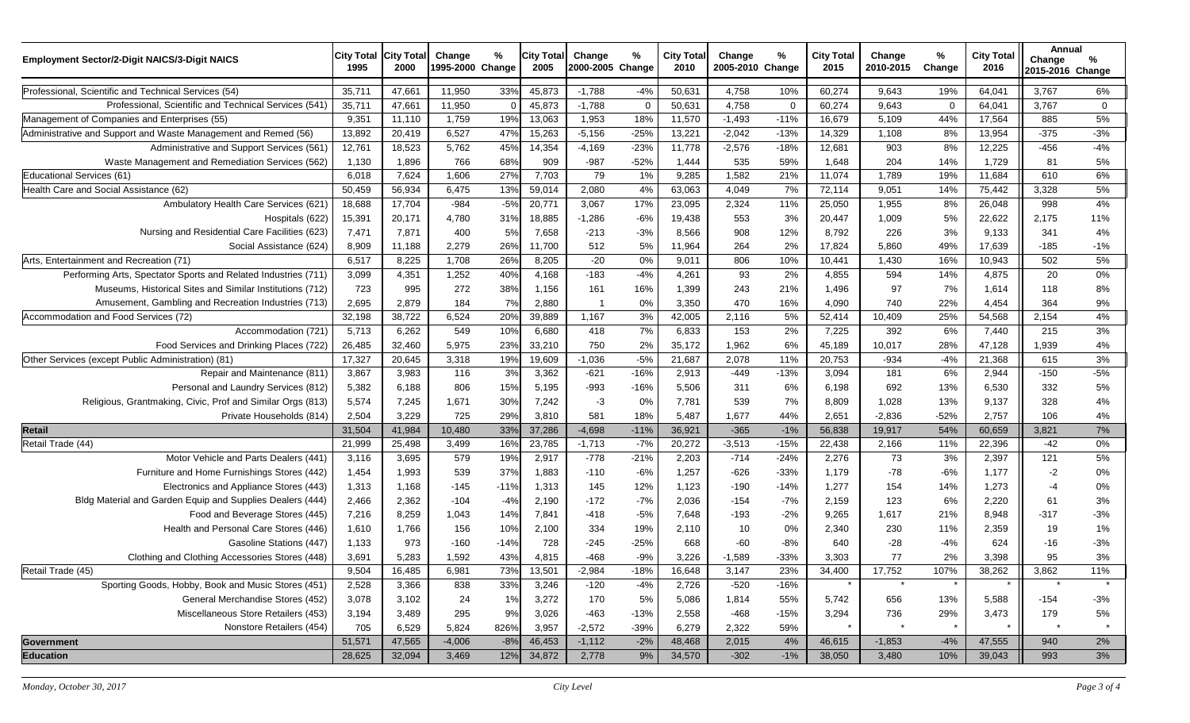| Employment Sector/2-Digit NAICS/3-Digit NAICS | City Total 1995 | City Total 2000 | Change 1995-2000 | % Change | City Total 2005 | Change 2000-2005 | % Change | City Total 2010 | Change 2005-2010 | % Change | City Total 2015 | Change 2010-2015 | % Change | City Total 2016 | Annual Change 2015-2016 | Annual % Change |
|---|---|---|---|---|---|---|---|---|---|---|---|---|---|---|---|---|
| Professional, Scientific and Technical Services (54) | 35,711 | 47,661 | 11,950 | 33% | 45,873 | -1,788 | -4% | 50,631 | 4,758 | 10% | 60,274 | 9,643 | 19% | 64,041 | 3,767 | 6% |
| Professional, Scientific and Technical Services (541) | 35,711 | 47,661 | 11,950 | 0 | 45,873 | -1,788 | 0 | 50,631 | 4,758 | 0 | 60,274 | 9,643 | 0 | 64,041 | 3,767 | 0 |
| Management of Companies and Enterprises (55) | 9,351 | 11,110 | 1,759 | 19% | 13,063 | 1,953 | 18% | 11,570 | -1,493 | -11% | 16,679 | 5,109 | 44% | 17,564 | 885 | 5% |
| Administrative and Support and Waste Management and Remed (56) | 13,892 | 20,419 | 6,527 | 47% | 15,263 | -5,156 | -25% | 13,221 | -2,042 | -13% | 14,329 | 1,108 | 8% | 13,954 | -375 | -3% |
| Administrative and Support Services (561) | 12,761 | 18,523 | 5,762 | 45% | 14,354 | -4,169 | -23% | 11,778 | -2,576 | -18% | 12,681 | 903 | 8% | 12,225 | -456 | -4% |
| Waste Management and Remediation Services (562) | 1,130 | 1,896 | 766 | 68% | 909 | -987 | -52% | 1,444 | 535 | 59% | 1,648 | 204 | 14% | 1,729 | 81 | 5% |
| Educational Services (61) | 6,018 | 7,624 | 1,606 | 27% | 7,703 | 79 | 1% | 9,285 | 1,582 | 21% | 11,074 | 1,789 | 19% | 11,684 | 610 | 6% |
| Health Care and Social Assistance (62) | 50,459 | 56,934 | 6,475 | 13% | 59,014 | 2,080 | 4% | 63,063 | 4,049 | 7% | 72,114 | 9,051 | 14% | 75,442 | 3,328 | 5% |
| Ambulatory Health Care Services (621) | 18,688 | 17,704 | -984 | -5% | 20,771 | 3,067 | 17% | 23,095 | 2,324 | 11% | 25,050 | 1,955 | 8% | 26,048 | 998 | 4% |
| Hospitals (622) | 15,391 | 20,171 | 4,780 | 31% | 18,885 | -1,286 | -6% | 19,438 | 553 | 3% | 20,447 | 1,009 | 5% | 22,622 | 2,175 | 11% |
| Nursing and Residential Care Facilities (623) | 7,471 | 7,871 | 400 | 5% | 7,658 | -213 | -3% | 8,566 | 908 | 12% | 8,792 | 226 | 3% | 9,133 | 341 | 4% |
| Social Assistance (624) | 8,909 | 11,188 | 2,279 | 26% | 11,700 | 512 | 5% | 11,964 | 264 | 2% | 17,824 | 5,860 | 49% | 17,639 | -185 | -1% |
| Arts, Entertainment and Recreation (71) | 6,517 | 8,225 | 1,708 | 26% | 8,205 | -20 | 0% | 9,011 | 806 | 10% | 10,441 | 1,430 | 16% | 10,943 | 502 | 5% |
| Performing Arts, Spectator Sports and Related Industries (711) | 3,099 | 4,351 | 1,252 | 40% | 4,168 | -183 | -4% | 4,261 | 93 | 2% | 4,855 | 594 | 14% | 4,875 | 20 | 0% |
| Museums, Historical Sites and Similar Institutions (712) | 723 | 995 | 272 | 38% | 1,156 | 161 | 16% | 1,399 | 243 | 21% | 1,496 | 97 | 7% | 1,614 | 118 | 8% |
| Amusement, Gambling and Recreation Industries (713) | 2,695 | 2,879 | 184 | 7% | 2,880 | 1 | 0% | 3,350 | 470 | 16% | 4,090 | 740 | 22% | 4,454 | 364 | 9% |
| Accommodation and Food Services (72) | 32,198 | 38,722 | 6,524 | 20% | 39,889 | 1,167 | 3% | 42,005 | 2,116 | 5% | 52,414 | 10,409 | 25% | 54,568 | 2,154 | 4% |
| Accommodation (721) | 5,713 | 6,262 | 549 | 10% | 6,680 | 418 | 7% | 6,833 | 153 | 2% | 7,225 | 392 | 6% | 7,440 | 215 | 3% |
| Food Services and Drinking Places (722) | 26,485 | 32,460 | 5,975 | 23% | 33,210 | 750 | 2% | 35,172 | 1,962 | 6% | 45,189 | 10,017 | 28% | 47,128 | 1,939 | 4% |
| Other Services (except Public Administration) (81) | 17,327 | 20,645 | 3,318 | 19% | 19,609 | -1,036 | -5% | 21,687 | 2,078 | 11% | 20,753 | -934 | -4% | 21,368 | 615 | 3% |
| Repair and Maintenance (811) | 3,867 | 3,983 | 116 | 3% | 3,362 | -621 | -16% | 2,913 | -449 | -13% | 3,094 | 181 | 6% | 2,944 | -150 | -5% |
| Personal and Laundry Services (812) | 5,382 | 6,188 | 806 | 15% | 5,195 | -993 | -16% | 5,506 | 311 | 6% | 6,198 | 692 | 13% | 6,530 | 332 | 5% |
| Religious, Grantmaking, Civic, Prof and Similar Orgs (813) | 5,574 | 7,245 | 1,671 | 30% | 7,242 | -3 | 0% | 7,781 | 539 | 7% | 8,809 | 1,028 | 13% | 9,137 | 328 | 4% |
| Private Households (814) | 2,504 | 3,229 | 725 | 29% | 3,810 | 581 | 18% | 5,487 | 1,677 | 44% | 2,651 | -2,836 | -52% | 2,757 | 106 | 4% |
| **Retail** | 31,504 | 41,984 | 10,480 | 33% | 37,286 | -4,698 | -11% | 36,921 | -365 | -1% | 56,838 | 19,917 | 54% | 60,659 | 3,821 | 7% |
| Retail Trade (44) | 21,999 | 25,498 | 3,499 | 16% | 23,785 | -1,713 | -7% | 20,272 | -3,513 | -15% | 22,438 | 2,166 | 11% | 22,396 | -42 | 0% |
| Motor Vehicle and Parts Dealers (441) | 3,116 | 3,695 | 579 | 19% | 2,917 | -778 | -21% | 2,203 | -714 | -24% | 2,276 | 73 | 3% | 2,397 | 121 | 5% |
| Furniture and Home Furnishings Stores (442) | 1,454 | 1,993 | 539 | 37% | 1,883 | -110 | -6% | 1,257 | -626 | -33% | 1,179 | -78 | -6% | 1,177 | -2 | 0% |
| Electronics and Appliance Stores (443) | 1,313 | 1,168 | -145 | -11% | 1,313 | 145 | 12% | 1,123 | -190 | -14% | 1,277 | 154 | 14% | 1,273 | -4 | 0% |
| Bldg Material and Garden Equip and Supplies Dealers (444) | 2,466 | 2,362 | -104 | -4% | 2,190 | -172 | -7% | 2,036 | -154 | -7% | 2,159 | 123 | 6% | 2,220 | 61 | 3% |
| Food and Beverage Stores (445) | 7,216 | 8,259 | 1,043 | 14% | 7,841 | -418 | -5% | 7,648 | -193 | -2% | 9,265 | 1,617 | 21% | 8,948 | -317 | -3% |
| Health and Personal Care Stores (446) | 1,610 | 1,766 | 156 | 10% | 2,100 | 334 | 19% | 2,110 | 10 | 0% | 2,340 | 230 | 11% | 2,359 | 19 | 1% |
| Gasoline Stations (447) | 1,133 | 973 | -160 | -14% | 728 | -245 | -25% | 668 | -60 | -8% | 640 | -28 | -4% | 624 | -16 | -3% |
| Clothing and Clothing Accessories Stores (448) | 3,691 | 5,283 | 1,592 | 43% | 4,815 | -468 | -9% | 3,226 | -1,589 | -33% | 3,303 | 77 | 2% | 3,398 | 95 | 3% |
| Retail Trade (45) | 9,504 | 16,485 | 6,981 | 73% | 13,501 | -2,984 | -18% | 16,648 | 3,147 | 23% | 34,400 | 17,752 | 107% | 38,262 | 3,862 | 11% |
| Sporting Goods, Hobby, Book and Music Stores (451) | 2,528 | 3,366 | 838 | 33% | 3,246 | -120 | -4% | 2,726 | -520 | -16% | * | * | * | * | * | * |
| General Merchandise Stores (452) | 3,078 | 3,102 | 24 | 1% | 3,272 | 170 | 5% | 5,086 | 1,814 | 55% | 5,742 | 656 | 13% | 5,588 | -154 | -3% |
| Miscellaneous Store Retailers (453) | 3,194 | 3,489 | 295 | 9% | 3,026 | -463 | -13% | 2,558 | -468 | -15% | 3,294 | 736 | 29% | 3,473 | 179 | 5% |
| Nonstore Retailers (454) | 705 | 6,529 | 5,824 | 826% | 3,957 | -2,572 | -39% | 6,279 | 2,322 | 59% | * | * | * | * | * | * |
| **Government** | 51,571 | 47,565 | -4,006 | -8% | 46,453 | -1,112 | -2% | 48,468 | 2,015 | 4% | 46,615 | -1,853 | -4% | 47,555 | 940 | 2% |
| **Education** | 28,625 | 32,094 | 3,469 | 12% | 34,872 | 2,778 | 9% | 34,570 | -302 | -1% | 38,050 | 3,480 | 10% | 39,043 | 993 | 3% |

*Monday, October 30, 2017* City Level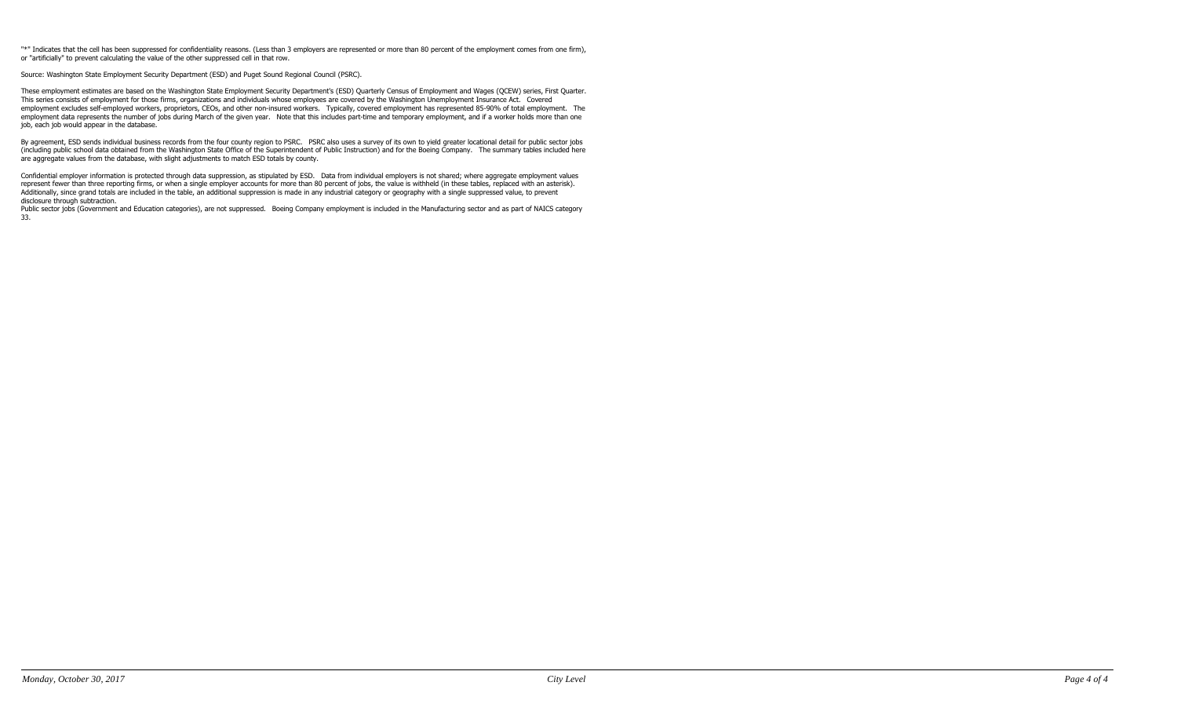"*" Indicates that the cell has been suppressed for confidentiality reasons. (Less than 3 employers are represented or more than 80 percent of the employment comes from one firm), or "artificially" to prevent calculating the value of the other suppressed cell in that row.

Source: Washington State Employment Security Department (ESD) and Puget Sound Regional Council (PSRC).

These employment estimates are based on the Washington State Employment Security Department's (ESD) Quarterly Census of Employment and Wages (QCEW) series, First Quarter. This series consists of employment for those firms, organizations and individuals whose employees are covered by the Washington Unemployment Insurance Act. Covered employment excludes self-employed workers, proprietors, CEOs, and other non-insured workers. Typically, covered employment has represented 85-90% of total employment. The employment data represents the number of jobs during March of the given year. Note that this includes part-time and temporary employment, and if a worker holds more than one job, each job would appear in the database.

By agreement, ESD sends individual business records from the four county region to PSRC. PSRC also uses a survey of its own to yield greater locational detail for public sector jobs (including public school data obtained from the Washington State Office of the Superintendent of Public Instruction) and for the Boeing Company. The summary tables included here are aggregate values from the database, with slight adjustments to match ESD totals by county.

Confidential employer information is protected through data suppression, as stipulated by ESD. Data from individual employers is not shared; where aggregate employment values represent fewer than three reporting firms, or when a single employer accounts for more than 80 percent of jobs, the value is withheld (in these tables, replaced with an asterisk). Additionally, since grand totals are included in the table, an additional suppression is made in any industrial category or geography with a single suppressed value, to prevent disclosure through subtraction.

Public sector jobs (Government and Education categories), are not suppressed. Boeing Company employment is included in the Manufacturing sector and as part of NAICS category 33.